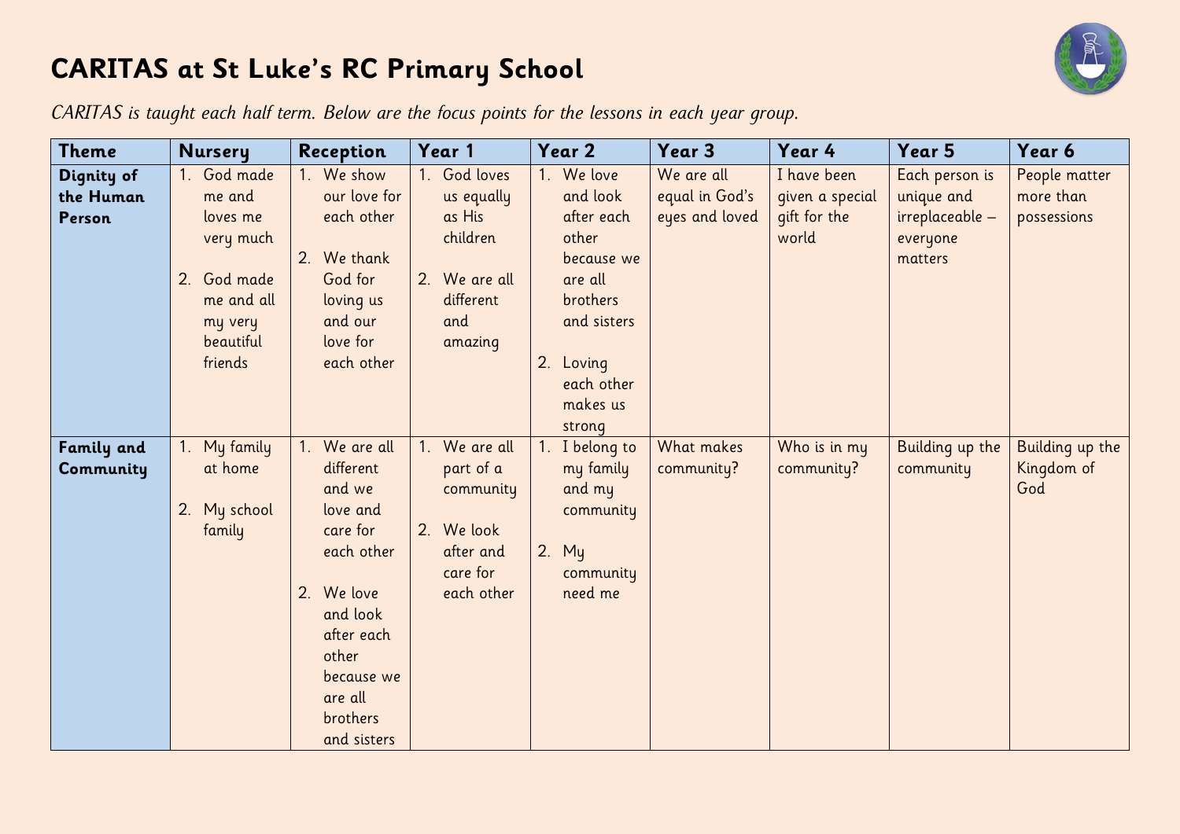# CARITAS at St Luke's RC Primary School

*CARITAS is taught each half term. Below are the focus points for the lessons in each year group.*

| Theme | Nursery | Reception | Year 1 | Year 2 | Year 3 | Year 4 | Year 5 | Year 6 |
|---|---|---|---|---|---|---|---|---|
| **Dignity of the Human Person** | 1. God made me and loves me very much<br>2. God made me and all my very beautiful friends | 1. We show our love for each other<br>2. We thank God for loving us and our love for each other | 1. God loves us equally as His children<br>2. We are all different and amazing | 1. We love and look after each other because we are all brothers and sisters<br>2. Loving each other makes us strong | We are all equal in God's eyes and loved | I have been given a special gift for the world | Each person is unique and irreplaceable – everyone matters | People matter more than possessions |
| **Family and Community** | 1. My family at home<br>2. My school family | 1. We are all different and we love and care for each other<br>2. We love and look after each other because we are all brothers and sisters | 1. We are all part of a community<br>2. We look after and care for each other | 1. I belong to my family and my community<br>2. My community need me | What makes community? | Who is in my community? | Building up the community | Building up the Kingdom of God |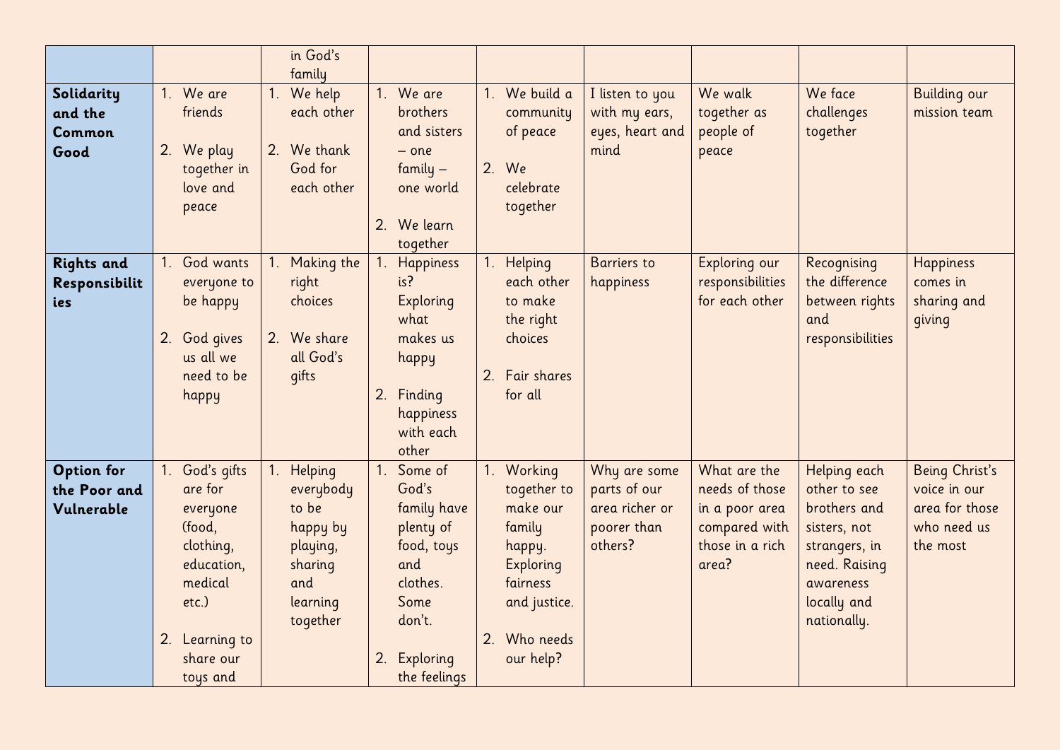| | | | | | | | | |
|---|---|---|---|---|---|---|---|---|
| | | in God's family | | | | | | |
| **Solidarity and the Common Good** | 1. We are friends<br><br>2. We play together in love and peace | 1. We help each other<br><br>2. We thank God for each other | 1. We are brothers and sisters – one family – one world<br><br>2. We learn together | 1. We build a community of peace<br><br>2. We celebrate together | I listen to you with my ears, eyes, heart and mind | We walk together as people of peace | We face challenges together | Building our mission team |
| **Rights and Responsibilities** | 1. God wants everyone to be happy<br><br>2. God gives us all we need to be happy | 1. Making the right choices<br><br>2. We share all God's gifts | 1. Happiness is? Exploring what makes us happy<br><br>2. Finding happiness with each other | 1. Helping each other to make the right choices<br><br>2. Fair shares for all | Barriers to happiness | Exploring our responsibilities for each other | Recognising the difference between rights and responsibilities | Happiness comes in sharing and giving |
| **Option for the Poor and Vulnerable** | 1. God's gifts are for everyone (food, clothing, education, medical etc.)<br><br>2. Learning to share our toys and | 1. Helping everybody to be happy by playing, sharing and learning together | 1. Some of God's family have plenty of food, toys and clothes. Some don't.<br><br>2. Exploring the feelings | 1. Working together to make our family happy. Exploring fairness and justice.<br><br>2. Who needs our help? | Why are some parts of our area richer or poorer than others? | What are the needs of those in a poor area compared with those in a rich area? | Helping each other to see brothers and sisters, not strangers, in need. Raising awareness locally and nationally. | Being Christ's voice in our area for those who need us the most |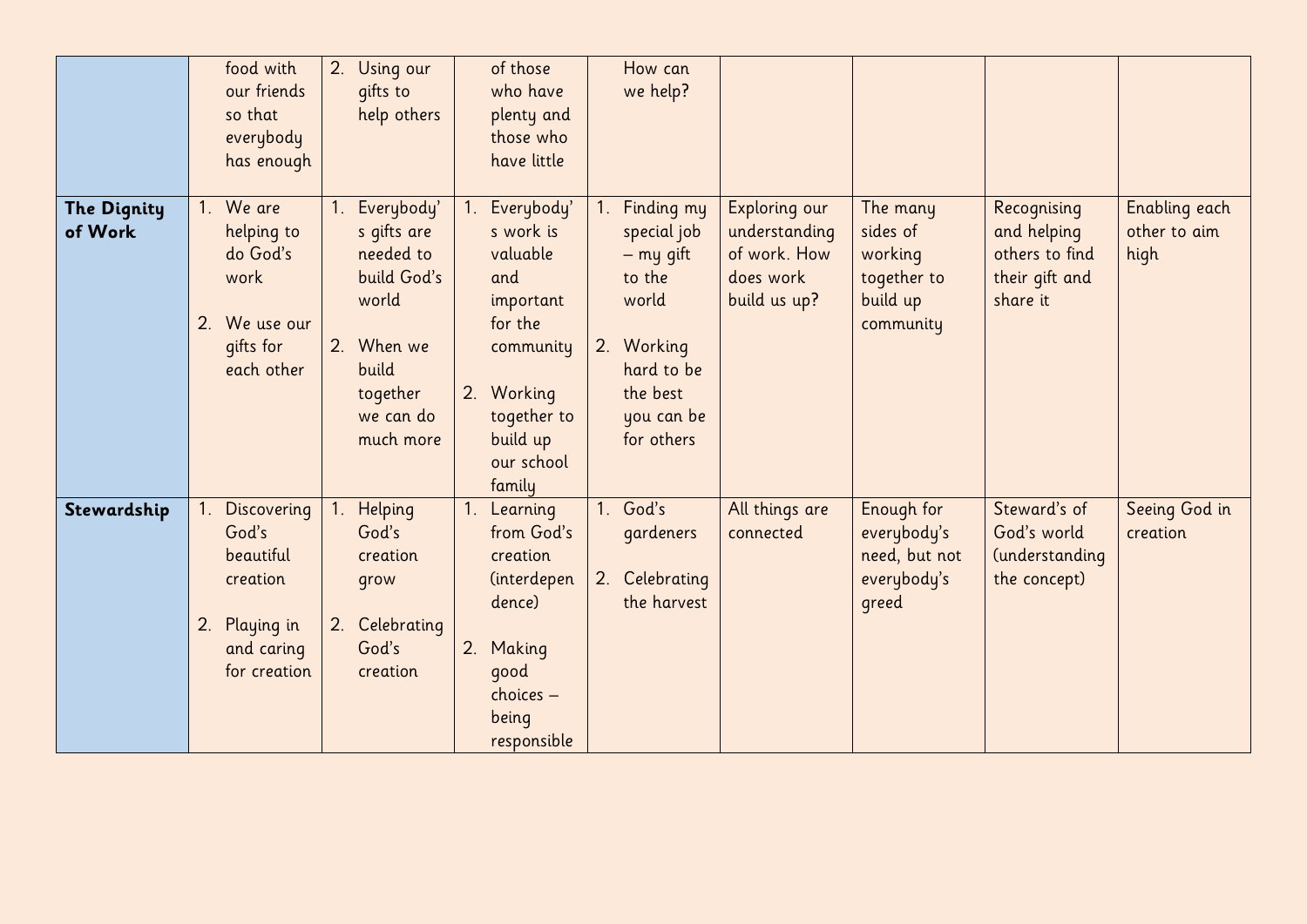| | | | | | | | | |
|---|---|---|---|---|---|---|---|---|
| | food with our friends so that everybody has enough | 2. Using our gifts to help others | of those who have plenty and those who have little | How can we help? | | | | |
| **The Dignity of Work** | 1. We are helping to do God's work<br>2. We use our gifts for each other | 1. Everybody's gifts are needed to build God's world<br>2. When we build together we can do much more | 1. Everybody's work is valuable and important for the community<br>2. Working together to build up our school family | 1. Finding my special job – my gift to the world<br>2. Working hard to be the best you can be for others | Exploring our understanding of work. How does work build us up? | The many sides of working together to build up community | Recognising and helping others to find their gift and share it | Enabling each other to aim high |
| **Stewardship** | 1. Discovering God's beautiful creation<br>2. Playing in and caring for creation | 1. Helping God's creation grow<br>2. Celebrating God's creation | 1. Learning from God's creation (interdependence)<br>2. Making good choices – being responsible | 1. God's gardeners<br>2. Celebrating the harvest | All things are connected | Enough for everybody's need, but not everybody's greed | Steward's of God's world (understanding the concept) | Seeing God in creation |